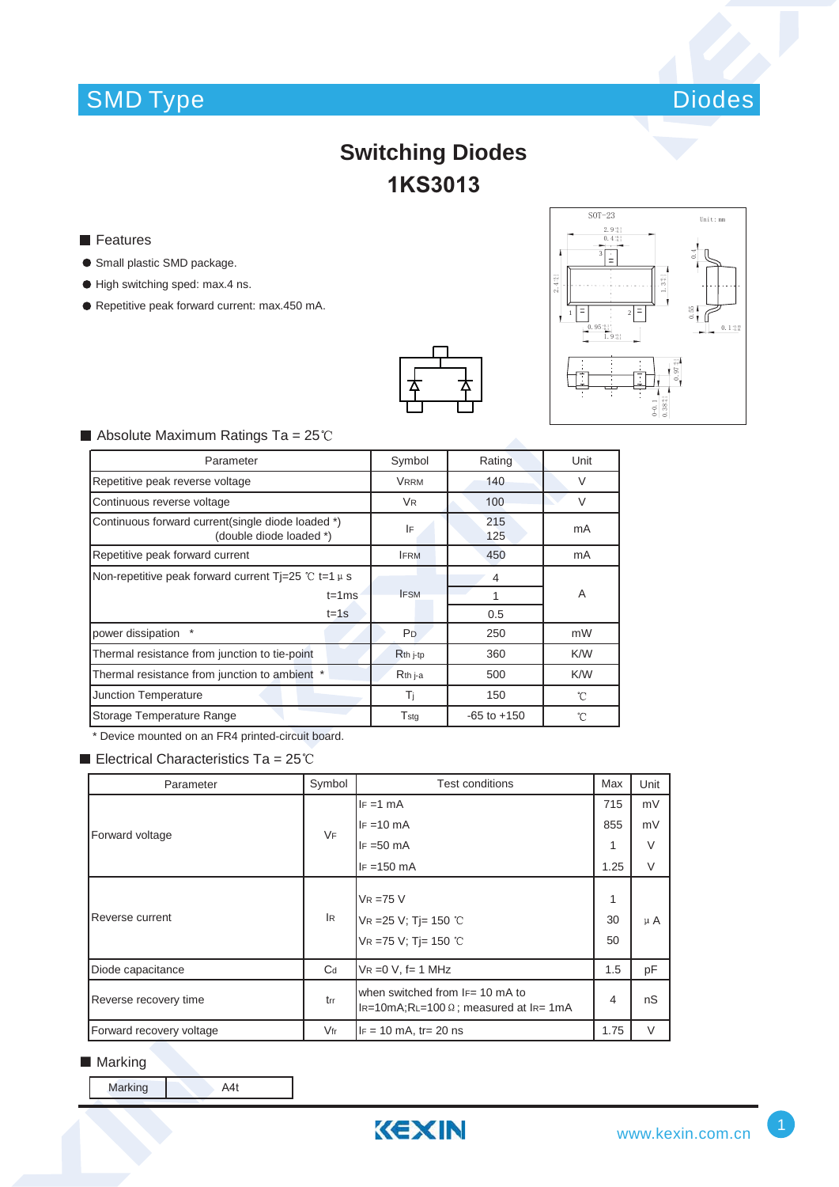SMD Type | Diodes

# Switching Diodes

# 1KS3013

## Features

- Small plastic SMD package.
- High switching sped: max.4 ns.
- Repetitive peak forward current: max.450 mA.

## Absolute Maximum Ratings Ta = 25℃

| Parameter | Symbol | Rating | Unit |
|---|---|---|---|
| Repetitive peak reverse voltage | $V_{RRM}$ | 140 | V |
| Continuous reverse voltage | $V_R$ | 100 | V |
| Continuous forward current(single diode loaded *) (double diode loaded *) | $I_F$ | 215 / 125 | mA |
| Repetitive peak forward current | $I_{FRM}$ | 450 | mA |
| Non-repetitive peak forward current Tj=25 ℃ t=1 μs | $I_{FSM}$ | 4 | A |
| t=1ms | | 1 | |
| t=1s | | 0.5 | |
| power dissipation * | $P_D$ | 250 | mW |
| Thermal resistance from junction to tie-point | $R_{th\ j\text{-}tp}$ | 360 | K/W |
| Thermal resistance from junction to ambient * | $R_{th\ j\text{-}a}$ | 500 | K/W |
| Junction Temperature | $T_j$ | 150 | ℃ |
| Storage Temperature Range | $T_{stg}$ | -65 to +150 | ℃ |

* Device mounted on an FR4 printed-circuit board.

## Electrical Characteristics Ta = 25℃

| Parameter | Symbol | Test conditions | Max | Unit |
|---|---|---|---|---|
| Forward voltage | $V_F$ | $I_F$ =1 mA | 715 | mV |
| | | $I_F$ =10 mA | 855 | mV |
| | | $I_F$ =50 mA | 1 | V |
| | | $I_F$ =150 mA | 1.25 | V |
| Reverse current | $I_R$ | $V_R$ =75 V | 1 | μA |
| | | $V_R$ =25 V; Tj= 150 ℃ | 30 | |
| | | $V_R$ =75 V; Tj= 150 ℃ | 50 | |
| Diode capacitance | $C_d$ | $V_R$ =0 V, f= 1 MHz | 1.5 | pF |
| Reverse recovery time | $t_{rr}$ | when switched from $I_F$= 10 mA to $I_R$=10mA;$R_L$=100 Ω; measured at $I_R$= 1mA | 4 | nS |
| Forward recovery voltage | $V_{fr}$ | $I_F$ = 10 mA, tr= 20 ns | 1.75 | V |

## Marking

| Marking | A4t |
|---|---|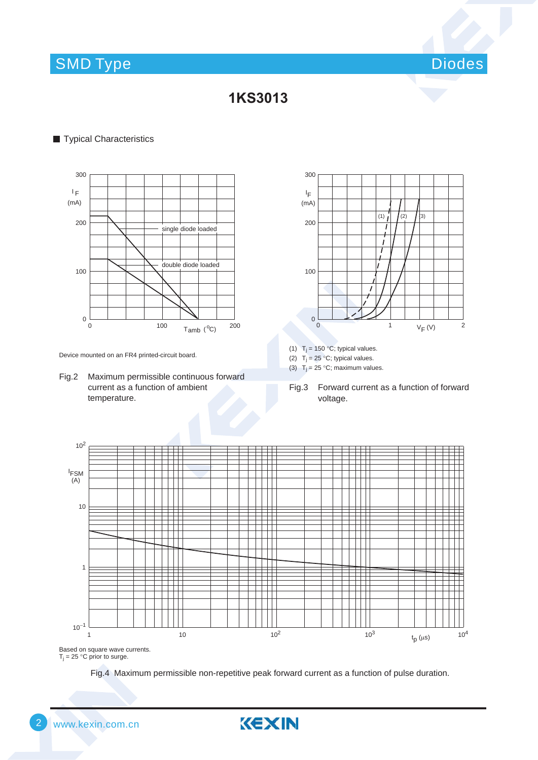# 1KS3013

## Typical Characteristics

Device mounted on an FR4 printed-circuit board.

Fig.2 Maximum permissible continuous forward current as a function of ambient temperature.

(1) $T_j$ = 150 °C; typical values.
(2) $T_j$ = 25 °C; typical values.
(3) $T_j$ = 25 °C; maximum values.

Fig.3 Forward current as a function of forward voltage.

Based on square wave currents.
$T_j$ = 25 °C prior to surge.

Fig.4 Maximum permissible non-repetitive peak forward current as a function of pulse duration.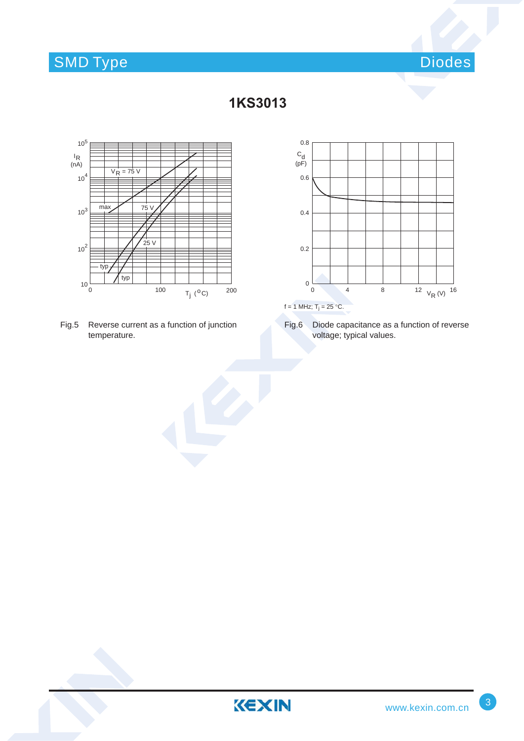# 1KS3013

$10^5$

$I_R$
(nA)

$10^4$

$V_R$ = 75 V

$10^3$

max

75 V

$10^2$

25 V

typ

typ

10

0

100

$T_j$ (°C)

200

Fig.5 Reverse current as a function of junction temperature.

0.8

$C_d$
(pF)

0.6

0.4

0.2

0

0

4

8

12

$V_R$ (V)

16

f = 1 MHz; $T_j$ = 25 °C.

Fig.6 Diode capacitance as a function of reverse voltage; typical values.